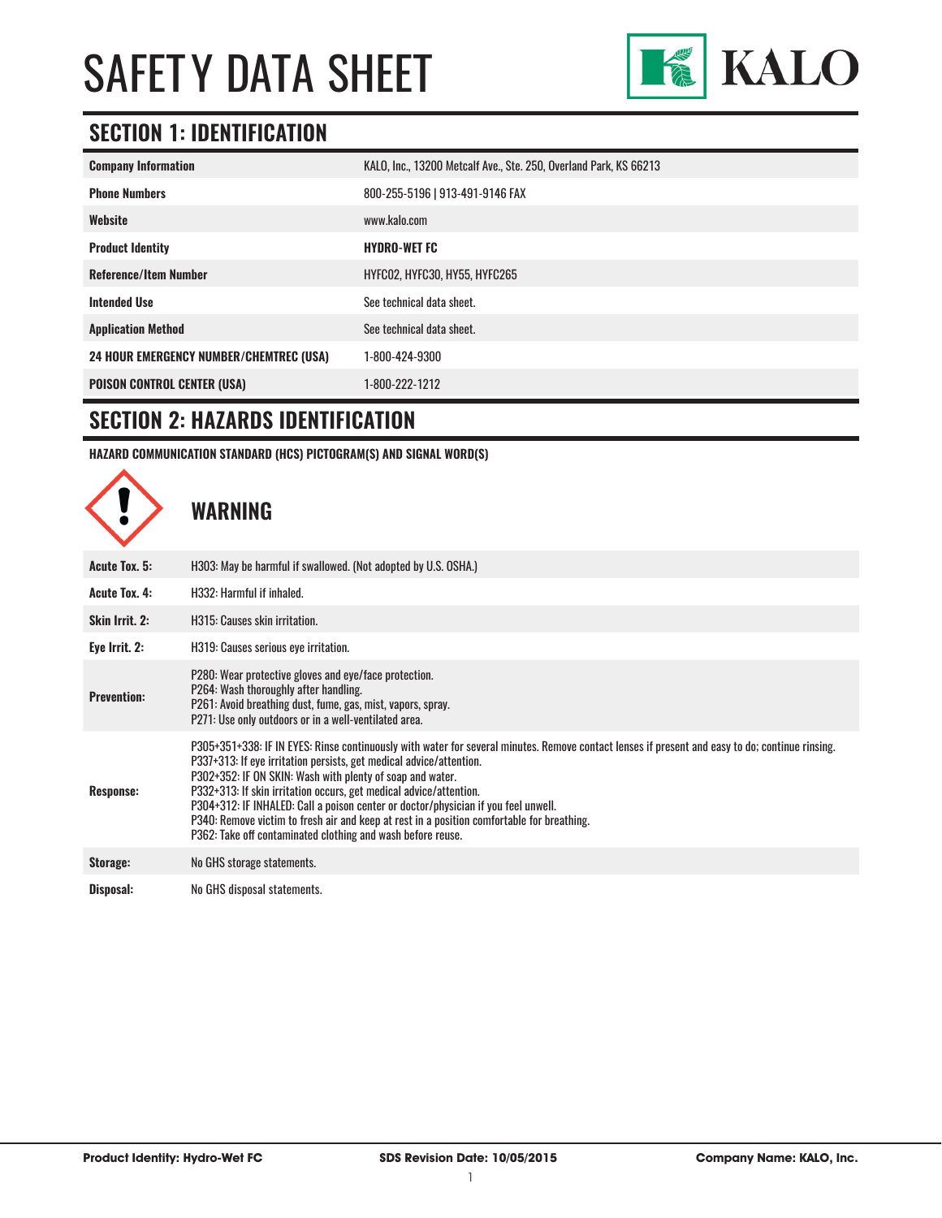# SAFETY DATA SHEET

KALO

## SECTION 1: IDENTIFICATION

| | |
|---|---|
| **Company Information** | KALO, Inc., 13200 Metcalf Ave., Ste. 250, Overland Park, KS 66213 |
| **Phone Numbers** | 800-255-5196 \| 913-491-9146 FAX |
| **Website** | www.kalo.com |
| **Product Identity** | **HYDRO-WET FC** |
| **Reference/Item Number** | HYFC02, HYFC30, HY55, HYFC265 |
| **Intended Use** | See technical data sheet. |
| **Application Method** | See technical data sheet. |
| **24 HOUR EMERGENCY NUMBER/CHEMTREC (USA)** | 1-800-424-9300 |
| **POISON CONTROL CENTER (USA)** | 1-800-222-1212 |

## SECTION 2: HAZARDS IDENTIFICATION

**HAZARD COMMUNICATION STANDARD (HCS) PICTOGRAM(S) AND SIGNAL WORD(S)**

### WARNING

| | |
|---|---|
| **Acute Tox. 5:** | H303: May be harmful if swallowed. (Not adopted by U.S. OSHA.) |
| **Acute Tox. 4:** | H332: Harmful if inhaled. |
| **Skin Irrit. 2:** | H315: Causes skin irritation. |
| **Eye Irrit. 2:** | H319: Causes serious eye irritation. |
| **Prevention:** | P280: Wear protective gloves and eye/face protection.<br>P264: Wash thoroughly after handling.<br>P261: Avoid breathing dust, fume, gas, mist, vapors, spray.<br>P271: Use only outdoors or in a well-ventilated area. |
| **Response:** | P305+351+338: IF IN EYES: Rinse continuously with water for several minutes. Remove contact lenses if present and easy to do; continue rinsing.<br>P337+313: If eye irritation persists, get medical advice/attention.<br>P302+352: IF ON SKIN: Wash with plenty of soap and water.<br>P332+313: If skin irritation occurs, get medical advice/attention.<br>P304+312: IF INHALED: Call a poison center or doctor/physician if you feel unwell.<br>P340: Remove victim to fresh air and keep at rest in a position comfortable for breathing.<br>P362: Take off contaminated clothing and wash before reuse. |
| **Storage:** | No GHS storage statements. |
| **Disposal:** | No GHS disposal statements. |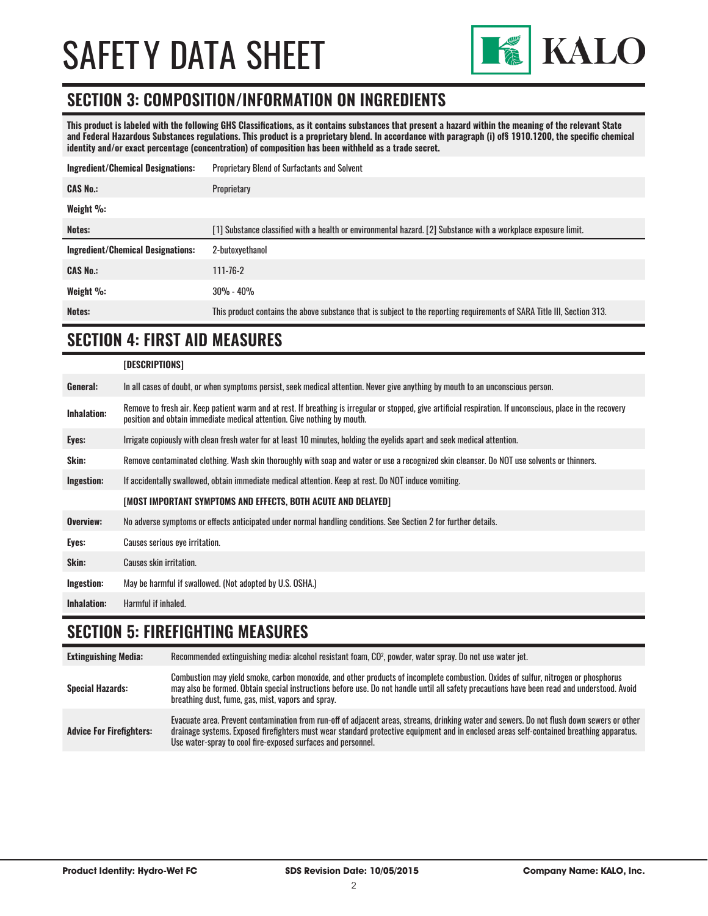## SECTION 3: COMPOSITION/INFORMATION ON INGREDIENTS

**This product is labeled with the following GHS Classifications, as it contains substances that present a hazard within the meaning of the relevant State and Federal Hazardous Substances regulations. This product is a proprietary blend. In accordance with paragraph (i) of§ 1910.1200, the specific chemical identity and/or exact percentage (concentration) of composition has been withheld as a trade secret.**

| | |
|---|---|
| **Ingredient/Chemical Designations:** | Proprietary Blend of Surfactants and Solvent |
| **CAS No.:** | Proprietary |
| **Weight %:** | |
| **Notes:** | [1] Substance classified with a health or environmental hazard. [2] Substance with a workplace exposure limit. |

| | |
|---|---|
| **Ingredient/Chemical Designations:** | 2-butoxyethanol |
| **CAS No.:** | 111-76-2 |
| **Weight %:** | 30% - 40% |
| **Notes:** | This product contains the above substance that is subject to the reporting requirements of SARA Title III, Section 313. |

## SECTION 4: FIRST AID MEASURES

| | [DESCRIPTIONS] |
|---|---|
| **General:** | In all cases of doubt, or when symptoms persist, seek medical attention. Never give anything by mouth to an unconscious person. |
| **Inhalation:** | Remove to fresh air. Keep patient warm and at rest. If breathing is irregular or stopped, give artificial respiration. If unconscious, place in the recovery position and obtain immediate medical attention. Give nothing by mouth. |
| **Eyes:** | Irrigate copiously with clean fresh water for at least 10 minutes, holding the eyelids apart and seek medical attention. |
| **Skin:** | Remove contaminated clothing. Wash skin thoroughly with soap and water or use a recognized skin cleanser. Do NOT use solvents or thinners. |
| **Ingestion:** | If accidentally swallowed, obtain immediate medical attention. Keep at rest. Do NOT induce vomiting. |
| | **[MOST IMPORTANT SYMPTOMS AND EFFECTS, BOTH ACUTE AND DELAYED]** |
| **Overview:** | No adverse symptoms or effects anticipated under normal handling conditions. See Section 2 for further details. |
| **Eyes:** | Causes serious eye irritation. |
| **Skin:** | Causes skin irritation. |
| **Ingestion:** | May be harmful if swallowed. (Not adopted by U.S. OSHA.) |
| **Inhalation:** | Harmful if inhaled. |

## SECTION 5: FIREFIGHTING MEASURES

| | |
|---|---|
| **Extinguishing Media:** | Recommended extinguishing media: alcohol resistant foam, $CO^2$, powder, water spray. Do not use water jet. |
| **Special Hazards:** | Combustion may yield smoke, carbon monoxide, and other products of incomplete combustion. Oxides of sulfur, nitrogen or phosphorus may also be formed. Obtain special instructions before use. Do not handle until all safety precautions have been read and understood. Avoid breathing dust, fume, gas, mist, vapors and spray. |
| **Advice For Firefighters:** | Evacuate area. Prevent contamination from run-off of adjacent areas, streams, drinking water and sewers. Do not flush down sewers or other drainage systems. Exposed firefighters must wear standard protective equipment and in enclosed areas self-contained breathing apparatus. Use water-spray to cool fire-exposed surfaces and personnel. |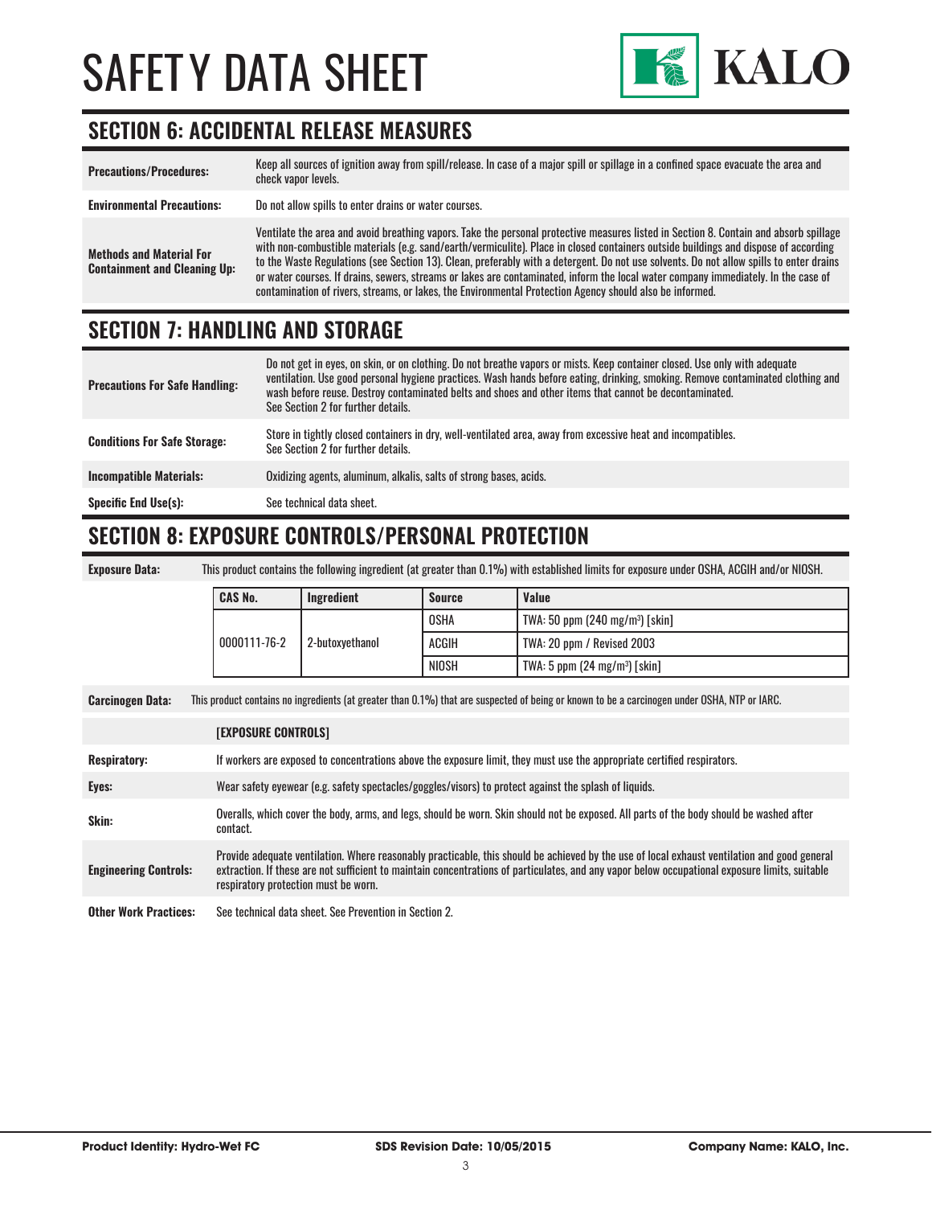# SAFETY DATA SHEET

## SECTION 6: ACCIDENTAL RELEASE MEASURES

| | |
|---|---|
| **Precautions/Procedures:** | Keep all sources of ignition away from spill/release. In case of a major spill or spillage in a confined space evacuate the area and check vapor levels. |
| **Environmental Precautions:** | Do not allow spills to enter drains or water courses. |
| **Methods and Material For Containment and Cleaning Up:** | Ventilate the area and avoid breathing vapors. Take the personal protective measures listed in Section 8. Contain and absorb spillage with non-combustible materials (e.g. sand/earth/vermiculite). Place in closed containers outside buildings and dispose of according to the Waste Regulations (see Section 13). Clean, preferably with a detergent. Do not use solvents. Do not allow spills to enter drains or water courses. If drains, sewers, streams or lakes are contaminated, inform the local water company immediately. In the case of contamination of rivers, streams, or lakes, the Environmental Protection Agency should also be informed. |

## SECTION 7: HANDLING AND STORAGE

| | |
|---|---|
| **Precautions For Safe Handling:** | Do not get in eyes, on skin, or on clothing. Do not breathe vapors or mists. Keep container closed. Use only with adequate ventilation. Use good personal hygiene practices. Wash hands before eating, drinking, smoking. Remove contaminated clothing and wash before reuse. Destroy contaminated belts and shoes and other items that cannot be decontaminated. See Section 2 for further details. |
| **Conditions For Safe Storage:** | Store in tightly closed containers in dry, well-ventilated area, away from excessive heat and incompatibles. See Section 2 for further details. |
| **Incompatible Materials:** | Oxidizing agents, aluminum, alkalis, salts of strong bases, acids. |
| **Specific End Use(s):** | See technical data sheet. |

## SECTION 8: EXPOSURE CONTROLS/PERSONAL PROTECTION

**Exposure Data:** This product contains the following ingredient (at greater than 0.1%) with established limits for exposure under OSHA, ACGIH and/or NIOSH.

| CAS No. | Ingredient | Source | Value |
|---|---|---|---|
| 0000111-76-2 | 2-butoxyethanol | OSHA | TWA: 50 ppm (240 mg/m³) [skin] |
| | | ACGIH | TWA: 20 ppm / Revised 2003 |
| | | NIOSH | TWA: 5 ppm (24 mg/m³) [skin] |

**Carcinogen Data:** This product contains no ingredients (at greater than 0.1%) that are suspected of being or known to be a carcinogen under OSHA, NTP or IARC.

| | [EXPOSURE CONTROLS] |
|---|---|
| **Respiratory:** | If workers are exposed to concentrations above the exposure limit, they must use the appropriate certified respirators. |
| **Eyes:** | Wear safety eyewear (e.g. safety spectacles/goggles/visors) to protect against the splash of liquids. |
| **Skin:** | Overalls, which cover the body, arms, and legs, should be worn. Skin should not be exposed. All parts of the body should be washed after contact. |
| **Engineering Controls:** | Provide adequate ventilation. Where reasonably practicable, this should be achieved by the use of local exhaust ventilation and good general extraction. If these are not sufficient to maintain concentrations of particulates, and any vapor below occupational exposure limits, suitable respiratory protection must be worn. |
| **Other Work Practices:** | See technical data sheet. See Prevention in Section 2. |

**Product Identity: Hydro-Wet FC** **SDS Revision Date: 10/05/2015** **Company Name: KALO, Inc.**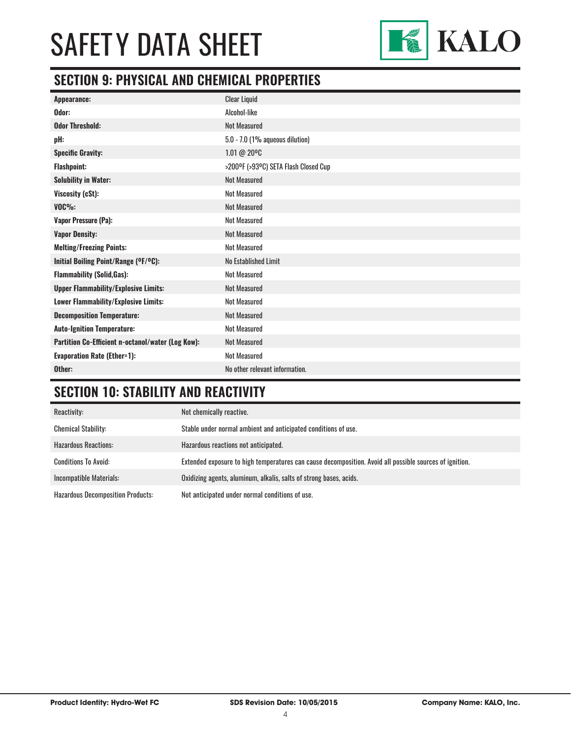# SAFETY DATA SHEET

## SECTION 9: PHYSICAL AND CHEMICAL PROPERTIES

| | |
|---|---|
| **Appearance:** | Clear Liquid |
| **Odor:** | Alcohol-like |
| **Odor Threshold:** | Not Measured |
| **pH:** | 5.0 - 7.0 (1% aqueous dilution) |
| **Specific Gravity:** | 1.01 @ 20ºC |
| **Flashpoint:** | >200ºF (>93ºC) SETA Flash Closed Cup |
| **Solubility in Water:** | Not Measured |
| **Viscosity (cSt):** | Not Measured |
| **VOC%:** | Not Measured |
| **Vapor Pressure (Pa):** | Not Measured |
| **Vapor Density:** | Not Measured |
| **Melting/Freezing Points:** | Not Measured |
| **Initial Boiling Point/Range (ºF/ºC):** | No Established Limit |
| **Flammability (Solid,Gas):** | Not Measured |
| **Upper Flammability/Explosive Limits:** | Not Measured |
| **Lower Flammability/Explosive Limits:** | Not Measured |
| **Decomposition Temperature:** | Not Measured |
| **Auto-Ignition Temperature:** | Not Measured |
| **Partition Co-Efficient n-octanol/water (Log Kow):** | Not Measured |
| **Evaporation Rate (Ether=1):** | Not Measured |
| **Other:** | No other relevant information. |

## SECTION 10: STABILITY AND REACTIVITY

| | |
|---|---|
| Reactivity: | Not chemically reactive. |
| Chemical Stability: | Stable under normal ambient and anticipated conditions of use. |
| Hazardous Reactions: | Hazardous reactions not anticipated. |
| Conditions To Avoid: | Extended exposure to high temperatures can cause decomposition. Avoid all possible sources of ignition. |
| Incompatible Materials: | Oxidizing agents, aluminum, alkalis, salts of strong bases, acids. |
| Hazardous Decomposition Products: | Not anticipated under normal conditions of use. |

**Product Identity: Hydro-Wet FC** | **SDS Revision Date: 10/05/2015** | **Company Name: KALO, Inc.**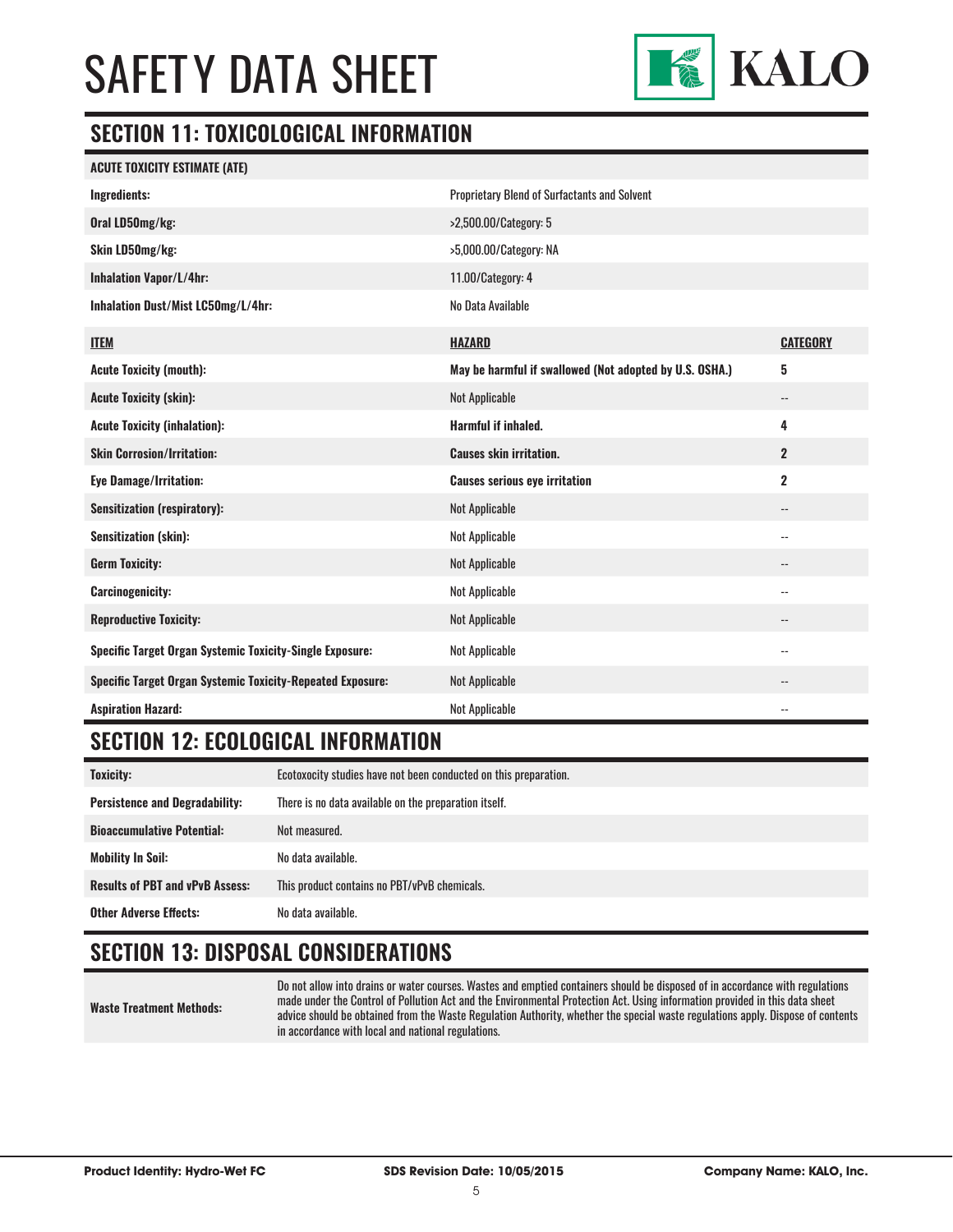# SAFETY DATA SHEET

## SECTION 11: TOXICOLOGICAL INFORMATION

| ACUTE TOXICITY ESTIMATE (ATE) | |
|---|---|
| **Ingredients:** | Proprietary Blend of Surfactants and Solvent |
| **Oral LD50mg/kg:** | >2,500.00/Category: 5 |
| **Skin LD50mg/kg:** | >5,000.00/Category: NA |
| **Inhalation Vapor/L/4hr:** | 11.00/Category: 4 |
| **Inhalation Dust/Mist LC50mg/L/4hr:** | No Data Available |

| ITEM | HAZARD | CATEGORY |
|---|---|---|
| **Acute Toxicity (mouth):** | **May be harmful if swallowed (Not adopted by U.S. OSHA.)** | **5** |
| **Acute Toxicity (skin):** | Not Applicable | -- |
| **Acute Toxicity (inhalation):** | **Harmful if inhaled.** | **4** |
| **Skin Corrosion/Irritation:** | **Causes skin irritation.** | **2** |
| **Eye Damage/Irritation:** | **Causes serious eye irritation** | **2** |
| **Sensitization (respiratory):** | Not Applicable | -- |
| **Sensitization (skin):** | Not Applicable | -- |
| **Germ Toxicity:** | Not Applicable | -- |
| **Carcinogenicity:** | Not Applicable | -- |
| **Reproductive Toxicity:** | Not Applicable | -- |
| **Specific Target Organ Systemic Toxicity-Single Exposure:** | Not Applicable | -- |
| **Specific Target Organ Systemic Toxicity-Repeated Exposure:** | Not Applicable | -- |
| **Aspiration Hazard:** | Not Applicable | -- |

## SECTION 12: ECOLOGICAL INFORMATION

| | |
|---|---|
| **Toxicity:** | Ecotoxocity studies have not been conducted on this preparation. |
| **Persistence and Degradability:** | There is no data available on the preparation itself. |
| **Bioaccumulative Potential:** | Not measured. |
| **Mobility In Soil:** | No data available. |
| **Results of PBT and vPvB Assess:** | This product contains no PBT/vPvB chemicals. |
| **Other Adverse Effects:** | No data available. |

## SECTION 13: DISPOSAL CONSIDERATIONS

| | |
|---|---|
| **Waste Treatment Methods:** | Do not allow into drains or water courses. Wastes and emptied containers should be disposed of in accordance with regulations made under the Control of Pollution Act and the Environmental Protection Act. Using information provided in this data sheet advice should be obtained from the Waste Regulation Authority, whether the special waste regulations apply. Dispose of contents in accordance with local and national regulations. |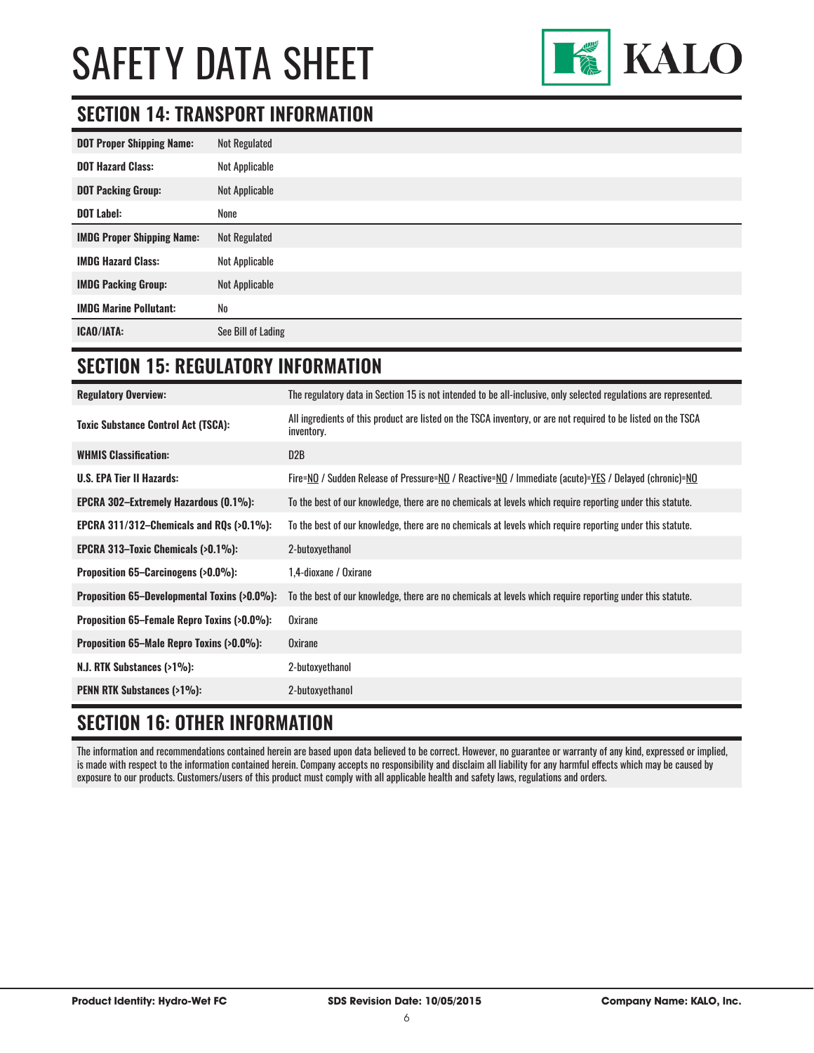## SECTION 14: TRANSPORT INFORMATION

| | |
|---|---|
| **DOT Proper Shipping Name:** | Not Regulated |
| **DOT Hazard Class:** | Not Applicable |
| **DOT Packing Group:** | Not Applicable |
| **DOT Label:** | None |
| **IMDG Proper Shipping Name:** | Not Regulated |
| **IMDG Hazard Class:** | Not Applicable |
| **IMDG Packing Group:** | Not Applicable |
| **IMDG Marine Pollutant:** | No |
| **ICAO/IATA:** | See Bill of Lading |

## SECTION 15: REGULATORY INFORMATION

| | |
|---|---|
| **Regulatory Overview:** | The regulatory data in Section 15 is not intended to be all-inclusive, only selected regulations are represented. |
| **Toxic Substance Control Act (TSCA):** | All ingredients of this product are listed on the TSCA inventory, or are not required to be listed on the TSCA inventory. |
| **WHMIS Classification:** | D2B |
| **U.S. EPA Tier II Hazards:** | Fire=NO / Sudden Release of Pressure=NO / Reactive=NO / Immediate (acute)=YES / Delayed (chronic)=NO |
| **EPCRA 302–Extremely Hazardous (0.1%):** | To the best of our knowledge, there are no chemicals at levels which require reporting under this statute. |
| **EPCRA 311/312–Chemicals and RQs (>0.1%):** | To the best of our knowledge, there are no chemicals at levels which require reporting under this statute. |
| **EPCRA 313–Toxic Chemicals (>0.1%):** | 2-butoxyethanol |
| **Proposition 65–Carcinogens (>0.0%):** | 1,4-dioxane / Oxirane |
| **Proposition 65–Developmental Toxins (>0.0%):** | To the best of our knowledge, there are no chemicals at levels which require reporting under this statute. |
| **Proposition 65–Female Repro Toxins (>0.0%):** | Oxirane |
| **Proposition 65–Male Repro Toxins (>0.0%):** | Oxirane |
| **N.J. RTK Substances (>1%):** | 2-butoxyethanol |
| **PENN RTK Substances (>1%):** | 2-butoxyethanol |

## SECTION 16: OTHER INFORMATION

The information and recommendations contained herein are based upon data believed to be correct. However, no guarantee or warranty of any kind, expressed or implied, is made with respect to the information contained herein. Company accepts no responsibility and disclaim all liability for any harmful effects which may be caused by exposure to our products. Customers/users of this product must comply with all applicable health and safety laws, regulations and orders.